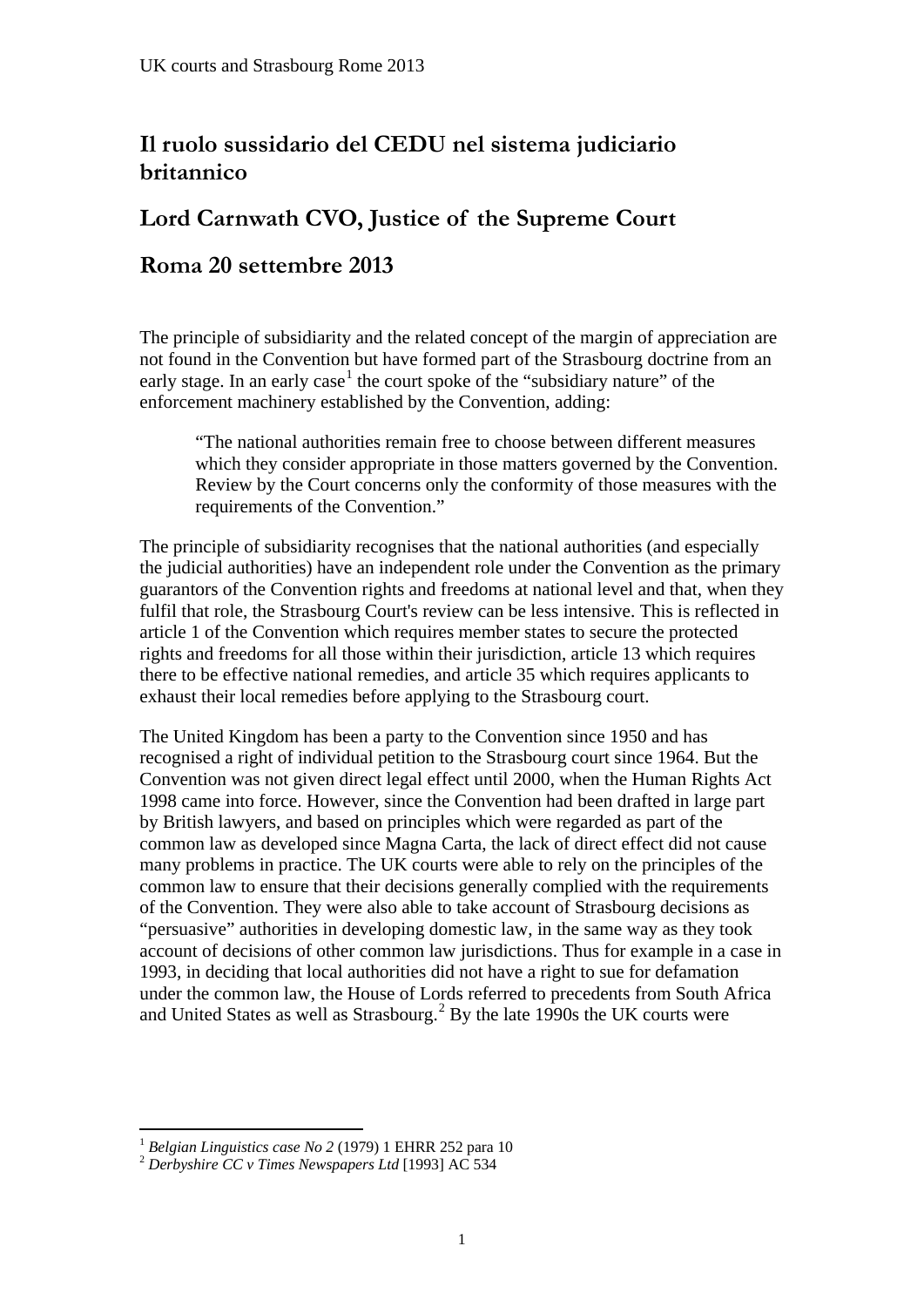# Il ruolo sussidario del CEDU nel sistema judiciario britannico

## Lord Carnwath CVO, Justice of the Supreme Court

## Roma 20 settembre 2013

The principle of subsidiarity and the related concept of the margin of appreciation are not found in the Convention but have formed part of the Strasbourg doctrine from an early stage. In an early case[1] the court spoke of the "subsidiary nature" of the enforcement machinery established by the Convention, adding:

> "The national authorities remain free to choose between different measures which they consider appropriate in those matters governed by the Convention. Review by the Court concerns only the conformity of those measures with the requirements of the Convention."

The principle of subsidiarity recognises that the national authorities (and especially the judicial authorities) have an independent role under the Convention as the primary guarantors of the Convention rights and freedoms at national level and that, when they fulfil that role, the Strasbourg Court's review can be less intensive. This is reflected in article 1 of the Convention which requires member states to secure the protected rights and freedoms for all those within their jurisdiction, article 13 which requires there to be effective national remedies, and article 35 which requires applicants to exhaust their local remedies before applying to the Strasbourg court.

The United Kingdom has been a party to the Convention since 1950 and has recognised a right of individual petition to the Strasbourg court since 1964. But the Convention was not given direct legal effect until 2000, when the Human Rights Act 1998 came into force. However, since the Convention had been drafted in large part by British lawyers, and based on principles which were regarded as part of the common law as developed since Magna Carta, the lack of direct effect did not cause many problems in practice. The UK courts were able to rely on the principles of the common law to ensure that their decisions generally complied with the requirements of the Convention. They were also able to take account of Strasbourg decisions as "persuasive" authorities in developing domestic law, in the same way as they took account of decisions of other common law jurisdictions. Thus for example in a case in 1993, in deciding that local authorities did not have a right to sue for defamation under the common law, the House of Lords referred to precedents from South Africa and United States as well as Strasbourg.[2] By the late 1990s the UK courts were

---

[1] *Belgian Linguistics case No 2* (1979) 1 EHRR 252 para 10

[2] *Derbyshire CC v Times Newspapers Ltd* [1993] AC 534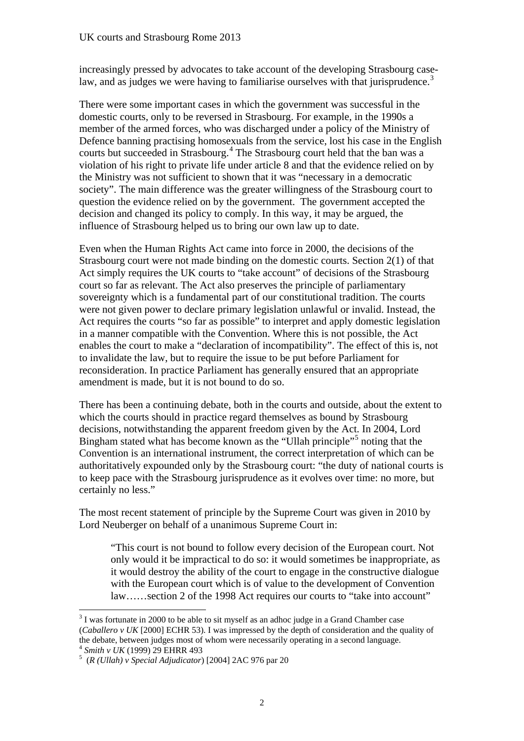increasingly pressed by advocates to take account of the developing Strasbourg case-law, and as judges we were having to familiarise ourselves with that jurisprudence.[3]

There were some important cases in which the government was successful in the domestic courts, only to be reversed in Strasbourg. For example, in the 1990s a member of the armed forces, who was discharged under a policy of the Ministry of Defence banning practising homosexuals from the service, lost his case in the English courts but succeeded in Strasbourg.[4] The Strasbourg court held that the ban was a violation of his right to private life under article 8 and that the evidence relied on by the Ministry was not sufficient to shown that it was "necessary in a democratic society". The main difference was the greater willingness of the Strasbourg court to question the evidence relied on by the government. The government accepted the decision and changed its policy to comply. In this way, it may be argued, the influence of Strasbourg helped us to bring our own law up to date.

Even when the Human Rights Act came into force in 2000, the decisions of the Strasbourg court were not made binding on the domestic courts. Section 2(1) of that Act simply requires the UK courts to "take account" of decisions of the Strasbourg court so far as relevant. The Act also preserves the principle of parliamentary sovereignty which is a fundamental part of our constitutional tradition. The courts were not given power to declare primary legislation unlawful or invalid. Instead, the Act requires the courts "so far as possible" to interpret and apply domestic legislation in a manner compatible with the Convention. Where this is not possible, the Act enables the court to make a "declaration of incompatibility". The effect of this is, not to invalidate the law, but to require the issue to be put before Parliament for reconsideration. In practice Parliament has generally ensured that an appropriate amendment is made, but it is not bound to do so.

There has been a continuing debate, both in the courts and outside, about the extent to which the courts should in practice regard themselves as bound by Strasbourg decisions, notwithstanding the apparent freedom given by the Act. In 2004, Lord Bingham stated what has become known as the "Ullah principle"[5] noting that the Convention is an international instrument, the correct interpretation of which can be authoritatively expounded only by the Strasbourg court: "the duty of national courts is to keep pace with the Strasbourg jurisprudence as it evolves over time: no more, but certainly no less."

The most recent statement of principle by the Supreme Court was given in 2010 by Lord Neuberger on behalf of a unanimous Supreme Court in:

> "This court is not bound to follow every decision of the European court. Not only would it be impractical to do so: it would sometimes be inappropriate, as it would destroy the ability of the court to engage in the constructive dialogue with the European court which is of value to the development of Convention law……section 2 of the 1998 Act requires our courts to "take into account"

---

[3] I was fortunate in 2000 to be able to sit myself as an adhoc judge in a Grand Chamber case (*Caballero v UK* [2000] ECHR 53). I was impressed by the depth of consideration and the quality of the debate, between judges most of whom were necessarily operating in a second language.

[4] *Smith v UK* (1999) 29 EHRR 493

[5] (*R (Ullah) v Special Adjudicator*) [2004] 2AC 976 par 20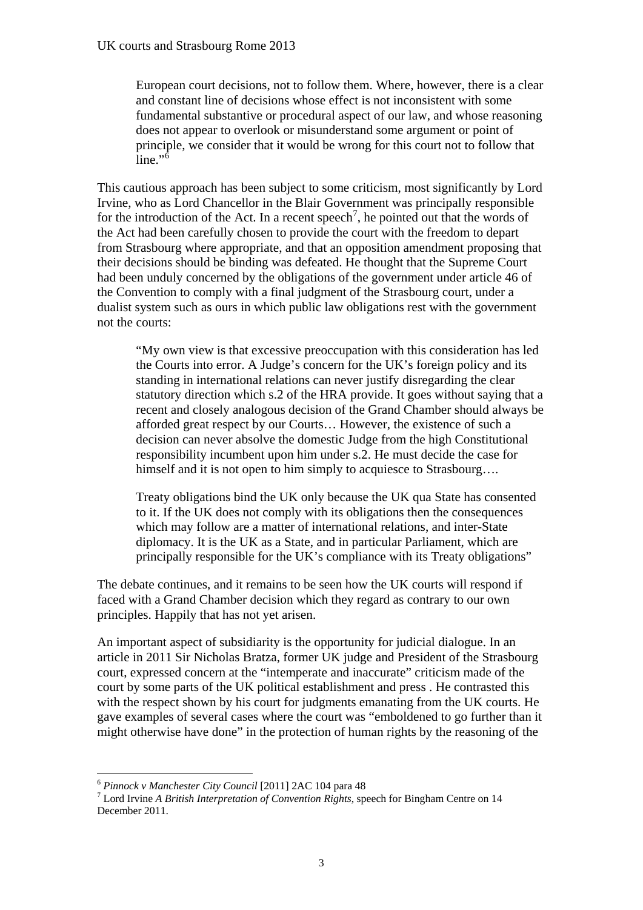> European court decisions, not to follow them. Where, however, there is a clear and constant line of decisions whose effect is not inconsistent with some fundamental substantive or procedural aspect of our law, and whose reasoning does not appear to overlook or misunderstand some argument or point of principle, we consider that it would be wrong for this court not to follow that line."[6]

This cautious approach has been subject to some criticism, most significantly by Lord Irvine, who as Lord Chancellor in the Blair Government was principally responsible for the introduction of the Act. In a recent speech[7], he pointed out that the words of the Act had been carefully chosen to provide the court with the freedom to depart from Strasbourg where appropriate, and that an opposition amendment proposing that their decisions should be binding was defeated. He thought that the Supreme Court had been unduly concerned by the obligations of the government under article 46 of the Convention to comply with a final judgment of the Strasbourg court, under a dualist system such as ours in which public law obligations rest with the government not the courts:

> "My own view is that excessive preoccupation with this consideration has led the Courts into error. A Judge's concern for the UK's foreign policy and its standing in international relations can never justify disregarding the clear statutory direction which s.2 of the HRA provide. It goes without saying that a recent and closely analogous decision of the Grand Chamber should always be afforded great respect by our Courts… However, the existence of such a decision can never absolve the domestic Judge from the high Constitutional responsibility incumbent upon him under s.2. He must decide the case for himself and it is not open to him simply to acquiesce to Strasbourg….
>
> Treaty obligations bind the UK only because the UK qua State has consented to it. If the UK does not comply with its obligations then the consequences which may follow are a matter of international relations, and inter-State diplomacy. It is the UK as a State, and in particular Parliament, which are principally responsible for the UK's compliance with its Treaty obligations"

The debate continues, and it remains to be seen how the UK courts will respond if faced with a Grand Chamber decision which they regard as contrary to our own principles. Happily that has not yet arisen.

An important aspect of subsidiarity is the opportunity for judicial dialogue. In an article in 2011 Sir Nicholas Bratza, former UK judge and President of the Strasbourg court, expressed concern at the "intemperate and inaccurate" criticism made of the court by some parts of the UK political establishment and press . He contrasted this with the respect shown by his court for judgments emanating from the UK courts. He gave examples of several cases where the court was "emboldened to go further than it might otherwise have done" in the protection of human rights by the reasoning of the

---

[6] *Pinnock v Manchester City Council* [2011] 2AC 104 para 48

[7] Lord Irvine *A British Interpretation of Convention Rights*, speech for Bingham Centre on 14 December 2011.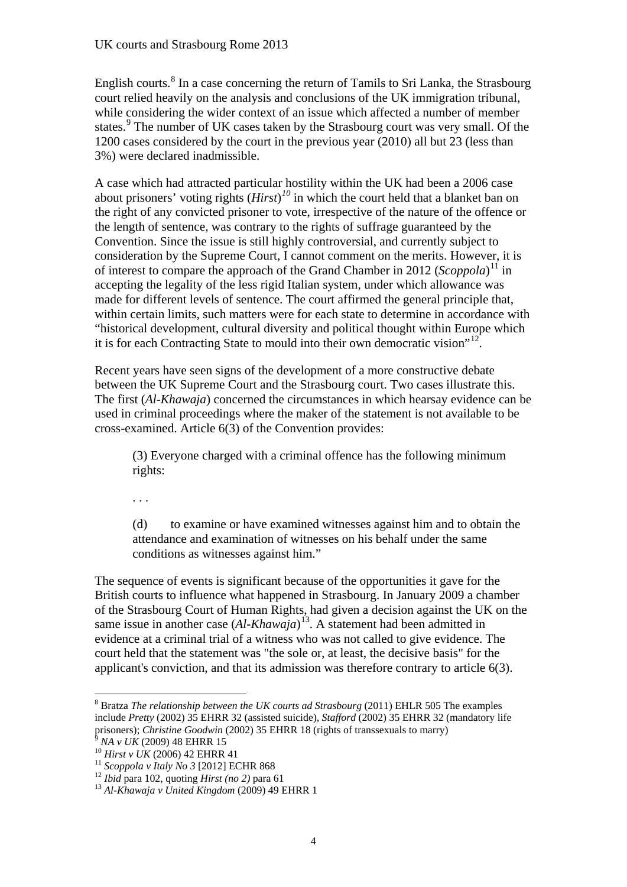English courts.[8] In a case concerning the return of Tamils to Sri Lanka, the Strasbourg court relied heavily on the analysis and conclusions of the UK immigration tribunal, while considering the wider context of an issue which affected a number of member states.[9] The number of UK cases taken by the Strasbourg court was very small. Of the 1200 cases considered by the court in the previous year (2010) all but 23 (less than 3%) were declared inadmissible.

A case which had attracted particular hostility within the UK had been a 2006 case about prisoners' voting rights (*Hirst*)[10] in which the court held that a blanket ban on the right of any convicted prisoner to vote, irrespective of the nature of the offence or the length of sentence, was contrary to the rights of suffrage guaranteed by the Convention. Since the issue is still highly controversial, and currently subject to consideration by the Supreme Court, I cannot comment on the merits. However, it is of interest to compare the approach of the Grand Chamber in 2012 (*Scoppola*)[11] in accepting the legality of the less rigid Italian system, under which allowance was made for different levels of sentence. The court affirmed the general principle that, within certain limits, such matters were for each state to determine in accordance with "historical development, cultural diversity and political thought within Europe which it is for each Contracting State to mould into their own democratic vision"[12].

Recent years have seen signs of the development of a more constructive debate between the UK Supreme Court and the Strasbourg court. Two cases illustrate this. The first (*Al-Khawaja*) concerned the circumstances in which hearsay evidence can be used in criminal proceedings where the maker of the statement is not available to be cross-examined. Article 6(3) of the Convention provides:

> (3) Everyone charged with a criminal offence has the following minimum rights:
>
> . . .
>
> (d) to examine or have examined witnesses against him and to obtain the attendance and examination of witnesses on his behalf under the same conditions as witnesses against him."

The sequence of events is significant because of the opportunities it gave for the British courts to influence what happened in Strasbourg. In January 2009 a chamber of the Strasbourg Court of Human Rights, had given a decision against the UK on the same issue in another case (*Al-Khawaja*)[13]. A statement had been admitted in evidence at a criminal trial of a witness who was not called to give evidence. The court held that the statement was "the sole or, at least, the decisive basis" for the applicant's conviction, and that its admission was therefore contrary to article 6(3).

---

[8] Bratza *The relationship between the UK courts ad Strasbourg* (2011) EHLR 505 The examples include *Pretty* (2002) 35 EHRR 32 (assisted suicide), *Stafford* (2002) 35 EHRR 32 (mandatory life prisoners); *Christine Goodwin* (2002) 35 EHRR 18 (rights of transsexuals to marry)

[9] *NA v UK* (2009) 48 EHRR 15

[10] *Hirst v UK* (2006) 42 EHRR 41

[11] *Scoppola v Italy No 3* [2012] ECHR 868

[12] *Ibid* para 102, quoting *Hirst (no 2)* para 61

[13] *Al-Khawaja v United Kingdom* (2009) 49 EHRR 1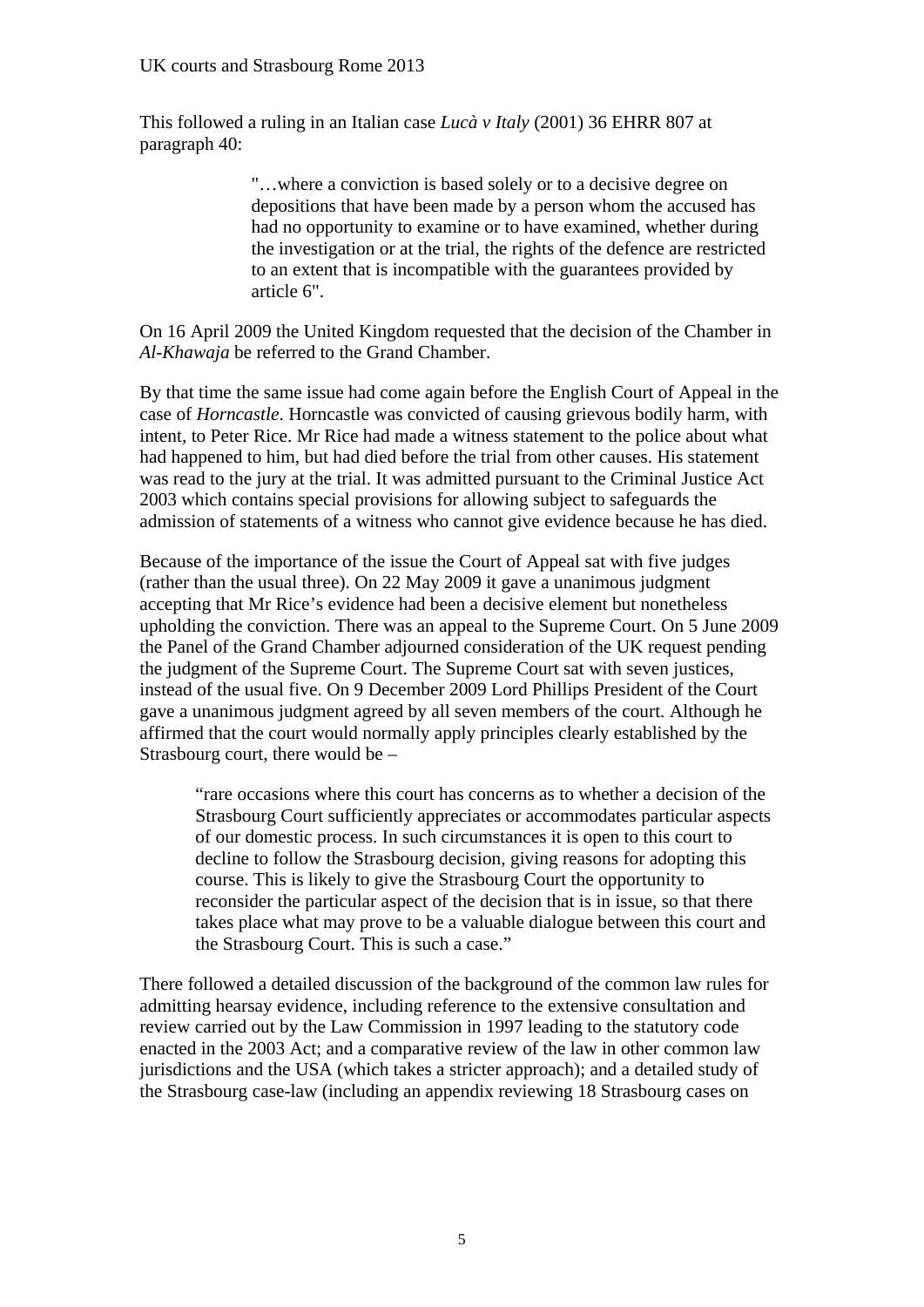This followed a ruling in an Italian case *Lucà v Italy* (2001) 36 EHRR 807 at paragraph 40:

> "…where a conviction is based solely or to a decisive degree on depositions that have been made by a person whom the accused has had no opportunity to examine or to have examined, whether during the investigation or at the trial, the rights of the defence are restricted to an extent that is incompatible with the guarantees provided by article 6".

On 16 April 2009 the United Kingdom requested that the decision of the Chamber in *Al-Khawaja* be referred to the Grand Chamber.

By that time the same issue had come again before the English Court of Appeal in the case of *Horncastle*. Horncastle was convicted of causing grievous bodily harm, with intent, to Peter Rice. Mr Rice had made a witness statement to the police about what had happened to him, but had died before the trial from other causes. His statement was read to the jury at the trial. It was admitted pursuant to the Criminal Justice Act 2003 which contains special provisions for allowing subject to safeguards the admission of statements of a witness who cannot give evidence because he has died.

Because of the importance of the issue the Court of Appeal sat with five judges (rather than the usual three). On 22 May 2009 it gave a unanimous judgment accepting that Mr Rice's evidence had been a decisive element but nonetheless upholding the conviction. There was an appeal to the Supreme Court. On 5 June 2009 the Panel of the Grand Chamber adjourned consideration of the UK request pending the judgment of the Supreme Court. The Supreme Court sat with seven justices, instead of the usual five. On 9 December 2009 Lord Phillips President of the Court gave a unanimous judgment agreed by all seven members of the court. Although he affirmed that the court would normally apply principles clearly established by the Strasbourg court, there would be –

> "rare occasions where this court has concerns as to whether a decision of the Strasbourg Court sufficiently appreciates or accommodates particular aspects of our domestic process. In such circumstances it is open to this court to decline to follow the Strasbourg decision, giving reasons for adopting this course. This is likely to give the Strasbourg Court the opportunity to reconsider the particular aspect of the decision that is in issue, so that there takes place what may prove to be a valuable dialogue between this court and the Strasbourg Court. This is such a case."

There followed a detailed discussion of the background of the common law rules for admitting hearsay evidence, including reference to the extensive consultation and review carried out by the Law Commission in 1997 leading to the statutory code enacted in the 2003 Act; and a comparative review of the law in other common law jurisdictions and the USA (which takes a stricter approach); and a detailed study of the Strasbourg case-law (including an appendix reviewing 18 Strasbourg cases on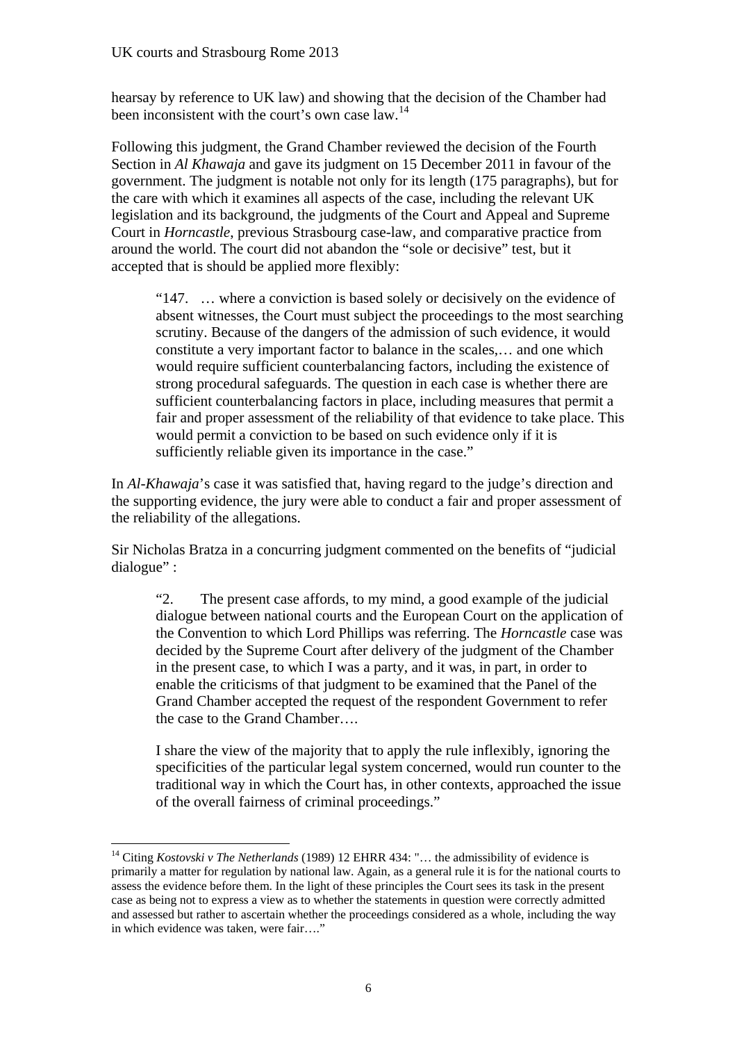hearsay by reference to UK law) and showing that the decision of the Chamber had been inconsistent with the court's own case law.[14]

Following this judgment, the Grand Chamber reviewed the decision of the Fourth Section in *Al Khawaja* and gave its judgment on 15 December 2011 in favour of the government. The judgment is notable not only for its length (175 paragraphs), but for the care with which it examines all aspects of the case, including the relevant UK legislation and its background, the judgments of the Court and Appeal and Supreme Court in *Horncastle*, previous Strasbourg case-law, and comparative practice from around the world. The court did not abandon the "sole or decisive" test, but it accepted that is should be applied more flexibly:

> "147. … where a conviction is based solely or decisively on the evidence of absent witnesses, the Court must subject the proceedings to the most searching scrutiny. Because of the dangers of the admission of such evidence, it would constitute a very important factor to balance in the scales,… and one which would require sufficient counterbalancing factors, including the existence of strong procedural safeguards. The question in each case is whether there are sufficient counterbalancing factors in place, including measures that permit a fair and proper assessment of the reliability of that evidence to take place. This would permit a conviction to be based on such evidence only if it is sufficiently reliable given its importance in the case."

In *Al-Khawaja*'s case it was satisfied that, having regard to the judge's direction and the supporting evidence, the jury were able to conduct a fair and proper assessment of the reliability of the allegations.

Sir Nicholas Bratza in a concurring judgment commented on the benefits of "judicial dialogue" :

> "2. The present case affords, to my mind, a good example of the judicial dialogue between national courts and the European Court on the application of the Convention to which Lord Phillips was referring. The *Horncastle* case was decided by the Supreme Court after delivery of the judgment of the Chamber in the present case, to which I was a party, and it was, in part, in order to enable the criticisms of that judgment to be examined that the Panel of the Grand Chamber accepted the request of the respondent Government to refer the case to the Grand Chamber….
>
> I share the view of the majority that to apply the rule inflexibly, ignoring the specificities of the particular legal system concerned, would run counter to the traditional way in which the Court has, in other contexts, approached the issue of the overall fairness of criminal proceedings."

---

[14] Citing *Kostovski v The Netherlands* (1989) 12 EHRR 434: "… the admissibility of evidence is primarily a matter for regulation by national law. Again, as a general rule it is for the national courts to assess the evidence before them. In the light of these principles the Court sees its task in the present case as being not to express a view as to whether the statements in question were correctly admitted and assessed but rather to ascertain whether the proceedings considered as a whole, including the way in which evidence was taken, were fair…."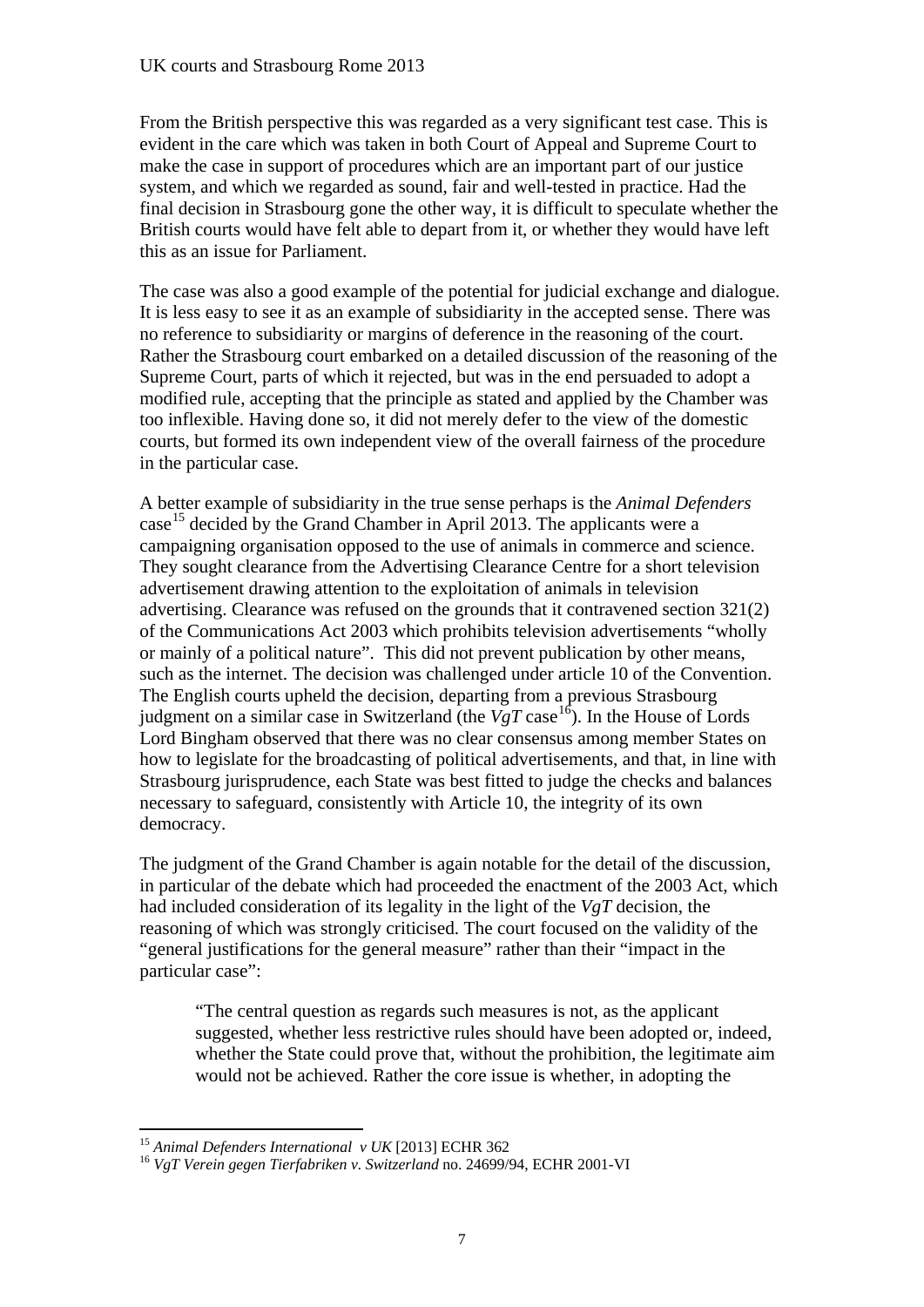From the British perspective this was regarded as a very significant test case. This is evident in the care which was taken in both Court of Appeal and Supreme Court to make the case in support of procedures which are an important part of our justice system, and which we regarded as sound, fair and well-tested in practice. Had the final decision in Strasbourg gone the other way, it is difficult to speculate whether the British courts would have felt able to depart from it, or whether they would have left this as an issue for Parliament.

The case was also a good example of the potential for judicial exchange and dialogue. It is less easy to see it as an example of subsidiarity in the accepted sense. There was no reference to subsidiarity or margins of deference in the reasoning of the court. Rather the Strasbourg court embarked on a detailed discussion of the reasoning of the Supreme Court, parts of which it rejected, but was in the end persuaded to adopt a modified rule, accepting that the principle as stated and applied by the Chamber was too inflexible. Having done so, it did not merely defer to the view of the domestic courts, but formed its own independent view of the overall fairness of the procedure in the particular case.

A better example of subsidiarity in the true sense perhaps is the *Animal Defenders* case[15] decided by the Grand Chamber in April 2013. The applicants were a campaigning organisation opposed to the use of animals in commerce and science. They sought clearance from the Advertising Clearance Centre for a short television advertisement drawing attention to the exploitation of animals in television advertising. Clearance was refused on the grounds that it contravened section 321(2) of the Communications Act 2003 which prohibits television advertisements "wholly or mainly of a political nature". This did not prevent publication by other means, such as the internet. The decision was challenged under article 10 of the Convention. The English courts upheld the decision, departing from a previous Strasbourg judgment on a similar case in Switzerland (the *VgT* case[16]). In the House of Lords Lord Bingham observed that there was no clear consensus among member States on how to legislate for the broadcasting of political advertisements, and that, in line with Strasbourg jurisprudence, each State was best fitted to judge the checks and balances necessary to safeguard, consistently with Article 10, the integrity of its own democracy.

The judgment of the Grand Chamber is again notable for the detail of the discussion, in particular of the debate which had proceeded the enactment of the 2003 Act, which had included consideration of its legality in the light of the *VgT* decision, the reasoning of which was strongly criticised. The court focused on the validity of the "general justifications for the general measure" rather than their "impact in the particular case":

> "The central question as regards such measures is not, as the applicant suggested, whether less restrictive rules should have been adopted or, indeed, whether the State could prove that, without the prohibition, the legitimate aim would not be achieved. Rather the core issue is whether, in adopting the

---

[15] *Animal Defenders International v UK* [2013] ECHR 362

[16] *VgT Verein gegen Tierfabriken v. Switzerland* no. 24699/94, ECHR 2001-VI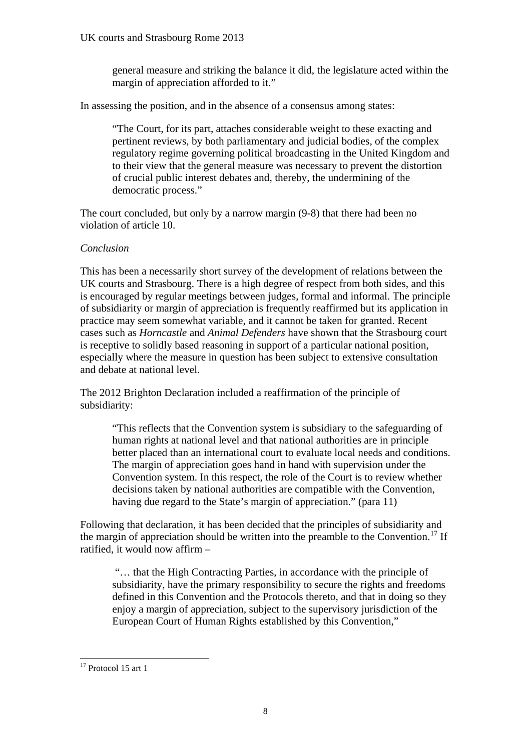> general measure and striking the balance it did, the legislature acted within the margin of appreciation afforded to it."

In assessing the position, and in the absence of a consensus among states:

> "The Court, for its part, attaches considerable weight to these exacting and pertinent reviews, by both parliamentary and judicial bodies, of the complex regulatory regime governing political broadcasting in the United Kingdom and to their view that the general measure was necessary to prevent the distortion of crucial public interest debates and, thereby, the undermining of the democratic process."

The court concluded, but only by a narrow margin (9-8) that there had been no violation of article 10.

*Conclusion*

This has been a necessarily short survey of the development of relations between the UK courts and Strasbourg. There is a high degree of respect from both sides, and this is encouraged by regular meetings between judges, formal and informal. The principle of subsidiarity or margin of appreciation is frequently reaffirmed but its application in practice may seem somewhat variable, and it cannot be taken for granted. Recent cases such as *Horncastle* and *Animal Defenders* have shown that the Strasbourg court is receptive to solidly based reasoning in support of a particular national position, especially where the measure in question has been subject to extensive consultation and debate at national level.

The 2012 Brighton Declaration included a reaffirmation of the principle of subsidiarity:

> "This reflects that the Convention system is subsidiary to the safeguarding of human rights at national level and that national authorities are in principle better placed than an international court to evaluate local needs and conditions. The margin of appreciation goes hand in hand with supervision under the Convention system. In this respect, the role of the Court is to review whether decisions taken by national authorities are compatible with the Convention, having due regard to the State's margin of appreciation." (para 11)

Following that declaration, it has been decided that the principles of subsidiarity and the margin of appreciation should be written into the preamble to the Convention.[17] If ratified, it would now affirm –

> "… that the High Contracting Parties, in accordance with the principle of subsidiarity, have the primary responsibility to secure the rights and freedoms defined in this Convention and the Protocols thereto, and that in doing so they enjoy a margin of appreciation, subject to the supervisory jurisdiction of the European Court of Human Rights established by this Convention,"

[17] Protocol 15 art 1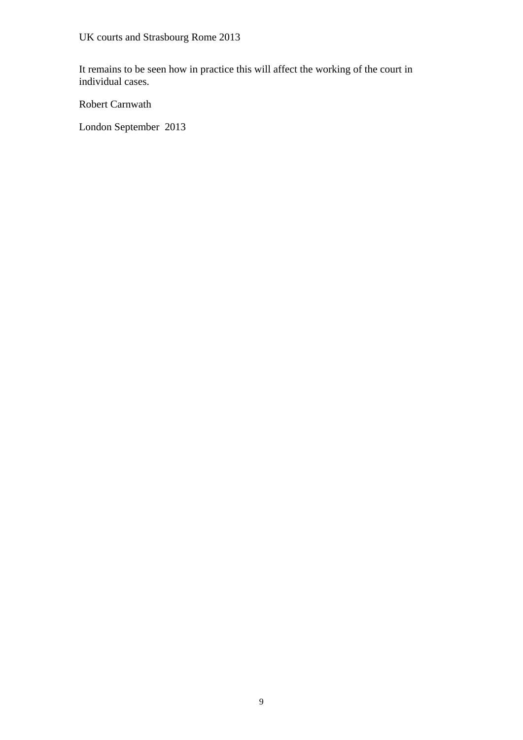It remains to be seen how in practice this will affect the working of the court in individual cases.

Robert Carnwath

London September 2013